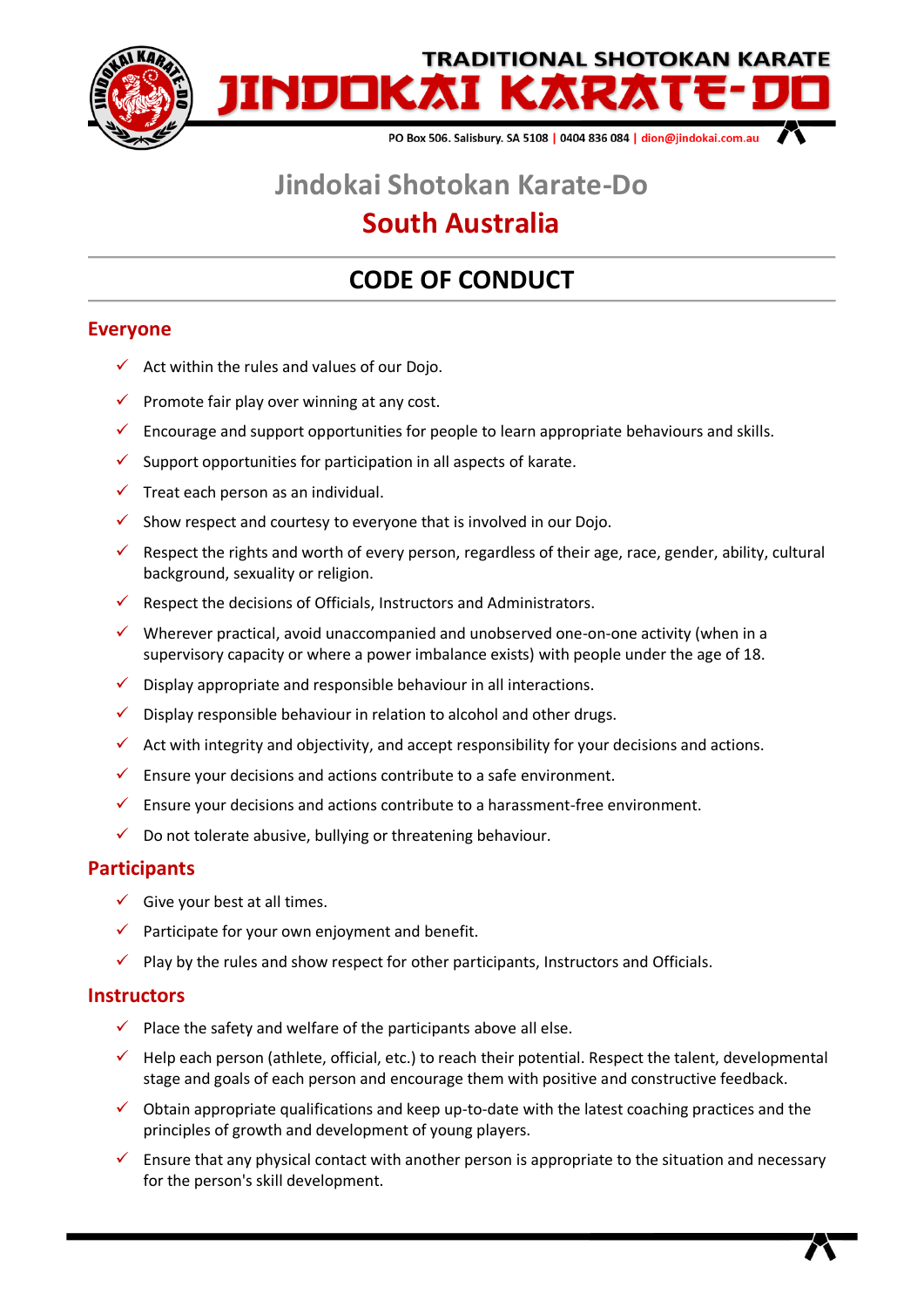TRADITIONAL SHOTOKAN KARATE

# JINDOKAI KARATE-DO

PO Box 506. Salisbury. SA 5108 | 0404 836 084 | dion@jindokai.com.au

## Jindokai Shotokan Karate-Do

## South Australia

# CODE OF CONDUCT

## Everyone

- ✓ Act within the rules and values of our Dojo.
- ✓ Promote fair play over winning at any cost.
- ✓ Encourage and support opportunities for people to learn appropriate behaviours and skills.
- ✓ Support opportunities for participation in all aspects of karate.
- ✓ Treat each person as an individual.
- ✓ Show respect and courtesy to everyone that is involved in our Dojo.
- ✓ Respect the rights and worth of every person, regardless of their age, race, gender, ability, cultural background, sexuality or religion.
- ✓ Respect the decisions of Officials, Instructors and Administrators.
- ✓ Wherever practical, avoid unaccompanied and unobserved one-on-one activity (when in a supervisory capacity or where a power imbalance exists) with people under the age of 18.
- ✓ Display appropriate and responsible behaviour in all interactions.
- ✓ Display responsible behaviour in relation to alcohol and other drugs.
- ✓ Act with integrity and objectivity, and accept responsibility for your decisions and actions.
- ✓ Ensure your decisions and actions contribute to a safe environment.
- ✓ Ensure your decisions and actions contribute to a harassment-free environment.
- ✓ Do not tolerate abusive, bullying or threatening behaviour.

## Participants

- ✓ Give your best at all times.
- ✓ Participate for your own enjoyment and benefit.
- ✓ Play by the rules and show respect for other participants, Instructors and Officials.

## Instructors

- ✓ Place the safety and welfare of the participants above all else.
- ✓ Help each person (athlete, official, etc.) to reach their potential. Respect the talent, developmental stage and goals of each person and encourage them with positive and constructive feedback.
- ✓ Obtain appropriate qualifications and keep up-to-date with the latest coaching practices and the principles of growth and development of young players.
- ✓ Ensure that any physical contact with another person is appropriate to the situation and necessary for the person's skill development.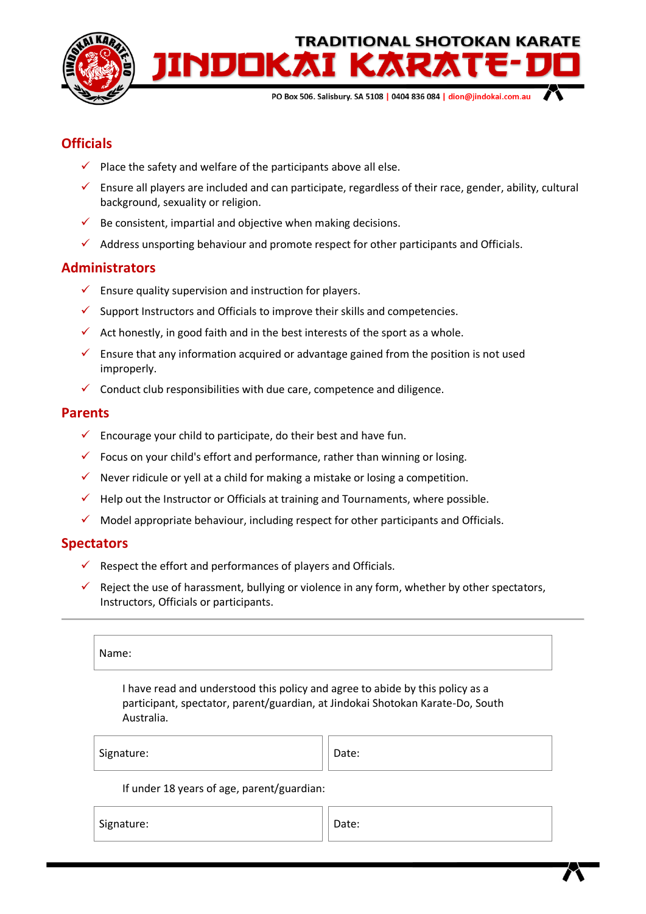## Officials

- ✓ Place the safety and welfare of the participants above all else.
- ✓ Ensure all players are included and can participate, regardless of their race, gender, ability, cultural background, sexuality or religion.
- ✓ Be consistent, impartial and objective when making decisions.
- ✓ Address unsporting behaviour and promote respect for other participants and Officials.

## Administrators

- ✓ Ensure quality supervision and instruction for players.
- ✓ Support Instructors and Officials to improve their skills and competencies.
- ✓ Act honestly, in good faith and in the best interests of the sport as a whole.
- ✓ Ensure that any information acquired or advantage gained from the position is not used improperly.
- ✓ Conduct club responsibilities with due care, competence and diligence.

## Parents

- ✓ Encourage your child to participate, do their best and have fun.
- ✓ Focus on your child's effort and performance, rather than winning or losing.
- ✓ Never ridicule or yell at a child for making a mistake or losing a competition.
- ✓ Help out the Instructor or Officials at training and Tournaments, where possible.
- ✓ Model appropriate behaviour, including respect for other participants and Officials.

## Spectators

- ✓ Respect the effort and performances of players and Officials.
- ✓ Reject the use of harassment, bullying or violence in any form, whether by other spectators, Instructors, Officials or participants.

---

Name:

I have read and understood this policy and agree to abide by this policy as a participant, spectator, parent/guardian, at Jindokai Shotokan Karate-Do, South Australia.

| | |
|---|---|
| Signature: | Date: |

If under 18 years of age, parent/guardian:

| | |
|---|---|
| Signature: | Date: |